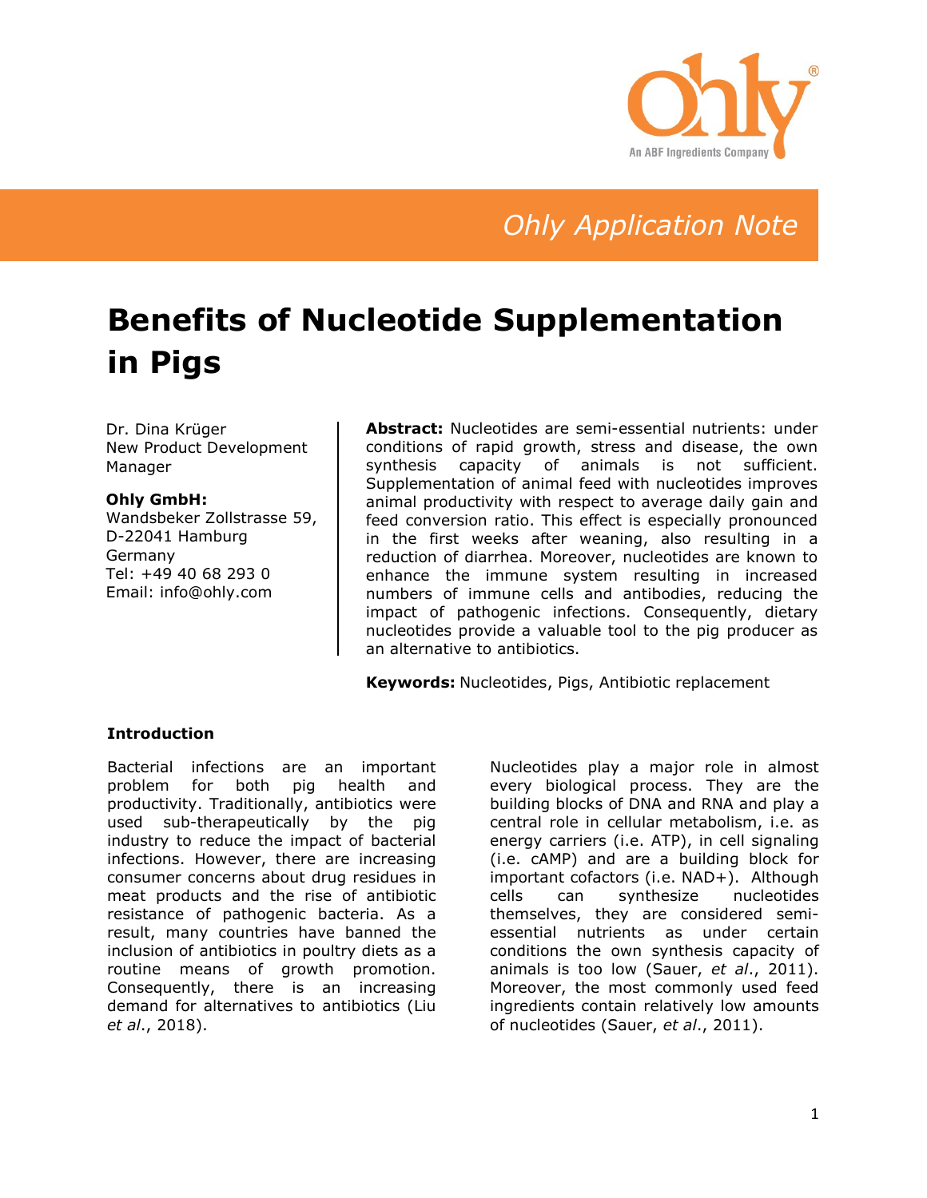Ohly Application Note

# Benefits of Nucleotide Supplementation in Pigs

Dr. Dina Krüger
New Product Development Manager

**Ohly GmbH:**
Wandsbeker Zollstrasse 59,
D-22041 Hamburg
Germany
Tel: +49 40 68 293 0
Email: info@ohly.com

**Abstract:** Nucleotides are semi-essential nutrients: under conditions of rapid growth, stress and disease, the own synthesis capacity of animals is not sufficient. Supplementation of animal feed with nucleotides improves animal productivity with respect to average daily gain and feed conversion ratio. This effect is especially pronounced in the first weeks after weaning, also resulting in a reduction of diarrhea. Moreover, nucleotides are known to enhance the immune system resulting in increased numbers of immune cells and antibodies, reducing the impact of pathogenic infections. Consequently, dietary nucleotides provide a valuable tool to the pig producer as an alternative to antibiotics.

**Keywords:** Nucleotides, Pigs, Antibiotic replacement

### Introduction

Bacterial infections are an important problem for both pig health and productivity. Traditionally, antibiotics were used sub-therapeutically by the pig industry to reduce the impact of bacterial infections. However, there are increasing consumer concerns about drug residues in meat products and the rise of antibiotic resistance of pathogenic bacteria. As a result, many countries have banned the inclusion of antibiotics in poultry diets as a routine means of growth promotion. Consequently, there is an increasing demand for alternatives to antibiotics (Liu *et al*., 2018).

Nucleotides play a major role in almost every biological process. They are the building blocks of DNA and RNA and play a central role in cellular metabolism, i.e. as energy carriers (i.e. ATP), in cell signaling (i.e. cAMP) and are a building block for important cofactors (i.e. NAD+). Although cells can synthesize nucleotides themselves, they are considered semi-essential nutrients as under certain conditions the own synthesis capacity of animals is too low (Sauer, *et al*., 2011). Moreover, the most commonly used feed ingredients contain relatively low amounts of nucleotides (Sauer, *et al*., 2011).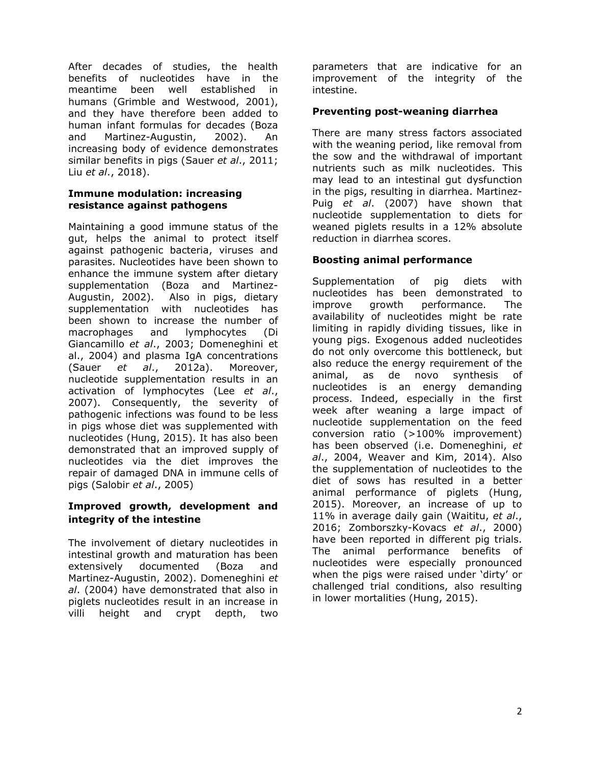After decades of studies, the health benefits of nucleotides have in the meantime been well established in humans (Grimble and Westwood, 2001), and they have therefore been added to human infant formulas for decades (Boza and Martinez-Augustin, 2002). An increasing body of evidence demonstrates similar benefits in pigs (Sauer *et al*., 2011; Liu *et al*., 2018).

### Immune modulation: increasing resistance against pathogens

Maintaining a good immune status of the gut, helps the animal to protect itself against pathogenic bacteria, viruses and parasites. Nucleotides have been shown to enhance the immune system after dietary supplementation (Boza and Martinez-Augustin, 2002). Also in pigs, dietary supplementation with nucleotides has been shown to increase the number of macrophages and lymphocytes (Di Giancamillo *et al*., 2003; Domeneghini et al., 2004) and plasma IgA concentrations (Sauer *et al*., 2012a). Moreover, nucleotide supplementation results in an activation of lymphocytes (Lee *et al*., 2007). Consequently, the severity of pathogenic infections was found to be less in pigs whose diet was supplemented with nucleotides (Hung, 2015). It has also been demonstrated that an improved supply of nucleotides via the diet improves the repair of damaged DNA in immune cells of pigs (Salobir *et al*., 2005)

### Improved growth, development and integrity of the intestine

The involvement of dietary nucleotides in intestinal growth and maturation has been extensively documented (Boza and Martinez-Augustin, 2002). Domeneghini *et al*. (2004) have demonstrated that also in piglets nucleotides result in an increase in villi height and crypt depth, two parameters that are indicative for an improvement of the integrity of the intestine.

### Preventing post-weaning diarrhea

There are many stress factors associated with the weaning period, like removal from the sow and the withdrawal of important nutrients such as milk nucleotides. This may lead to an intestinal gut dysfunction in the pigs, resulting in diarrhea. Martinez-Puig *et al*. (2007) have shown that nucleotide supplementation to diets for weaned piglets results in a 12% absolute reduction in diarrhea scores.

### Boosting animal performance

Supplementation of pig diets with nucleotides has been demonstrated to improve growth performance. The availability of nucleotides might be rate limiting in rapidly dividing tissues, like in young pigs. Exogenous added nucleotides do not only overcome this bottleneck, but also reduce the energy requirement of the animal, as de novo synthesis of nucleotides is an energy demanding process. Indeed, especially in the first week after weaning a large impact of nucleotide supplementation on the feed conversion ratio (>100% improvement) has been observed (i.e. Domeneghini, *et al*., 2004, Weaver and Kim, 2014). Also the supplementation of nucleotides to the diet of sows has resulted in a better animal performance of piglets (Hung, 2015). Moreover, an increase of up to 11% in average daily gain (Waititu, *et al*., 2016; Zomborszky-Kovacs *et al*., 2000) have been reported in different pig trials. The animal performance benefits of nucleotides were especially pronounced when the pigs were raised under 'dirty' or challenged trial conditions, also resulting in lower mortalities (Hung, 2015).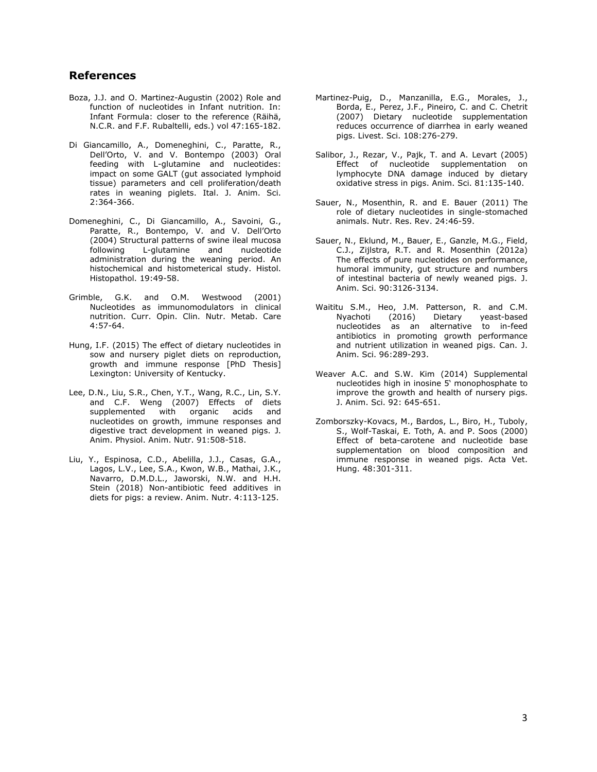## References

Boza, J.J. and O. Martinez-Augustin (2002) Role and function of nucleotides in Infant nutrition. In: Infant Formula: closer to the reference (Räihä, N.C.R. and F.F. Rubaltelli, eds.) vol 47:165-182.

Di Giancamillo, A., Domeneghini, C., Paratte, R., Dell'Orto, V. and V. Bontempo (2003) Oral feeding with L-glutamine and nucleotides: impact on some GALT (gut associated lymphoid tissue) parameters and cell proliferation/death rates in weaning piglets. Ital. J. Anim. Sci. 2:364-366.

Domeneghini, C., Di Giancamillo, A., Savoini, G., Paratte, R., Bontempo, V. and V. Dell'Orto (2004) Structural patterns of swine ileal mucosa following L-glutamine and nucleotide administration during the weaning period. An histochemical and histometerical study. Histol. Histopathol. 19:49-58.

Grimble, G.K. and O.M. Westwood (2001) Nucleotides as immunomodulators in clinical nutrition. Curr. Opin. Clin. Nutr. Metab. Care 4:57-64.

Hung, I.F. (2015) The effect of dietary nucleotides in sow and nursery piglet diets on reproduction, growth and immune response [PhD Thesis] Lexington: University of Kentucky.

Lee, D.N., Liu, S.R., Chen, Y.T., Wang, R.C., Lin, S.Y. and C.F. Weng (2007) Effects of diets supplemented with organic acids and nucleotides on growth, immune responses and digestive tract development in weaned pigs. J. Anim. Physiol. Anim. Nutr. 91:508-518.

Liu, Y., Espinosa, C.D., Abelilla, J.J., Casas, G.A., Lagos, L.V., Lee, S.A., Kwon, W.B., Mathai, J.K., Navarro, D.M.D.L., Jaworski, N.W. and H.H. Stein (2018) Non-antibiotic feed additives in diets for pigs: a review. Anim. Nutr. 4:113-125.

Martinez-Puig, D., Manzanilla, E.G., Morales, J., Borda, E., Perez, J.F., Pineiro, C. and C. Chetrit (2007) Dietary nucleotide supplementation reduces occurrence of diarrhea in early weaned pigs. Livest. Sci. 108:276-279.

Salibor, J., Rezar, V., Pajk, T. and A. Levart (2005) Effect of nucleotide supplementation on lymphocyte DNA damage induced by dietary oxidative stress in pigs. Anim. Sci. 81:135-140.

Sauer, N., Mosenthin, R. and E. Bauer (2011) The role of dietary nucleotides in single-stomached animals. Nutr. Res. Rev. 24:46-59.

Sauer, N., Eklund, M., Bauer, E., Ganzle, M.G., Field, C.J., Zijlstra, R.T. and R. Mosenthin (2012a) The effects of pure nucleotides on performance, humoral immunity, gut structure and numbers of intestinal bacteria of newly weaned pigs. J. Anim. Sci. 90:3126-3134.

Waititu S.M., Heo, J.M. Patterson, R. and C.M. Nyachoti (2016) Dietary yeast-based nucleotides as an alternative to in-feed antibiotics in promoting growth performance and nutrient utilization in weaned pigs. Can. J. Anim. Sci. 96:289-293.

Weaver A.C. and S.W. Kim (2014) Supplemental nucleotides high in inosine 5' monophosphate to improve the growth and health of nursery pigs. J. Anim. Sci. 92: 645-651.

Zomborszky-Kovacs, M., Bardos, L., Biro, H., Tuboly, S., Wolf-Taskai, E. Toth, A. and P. Soos (2000) Effect of beta-carotene and nucleotide base supplementation on blood composition and immune response in weaned pigs. Acta Vet. Hung. 48:301-311.